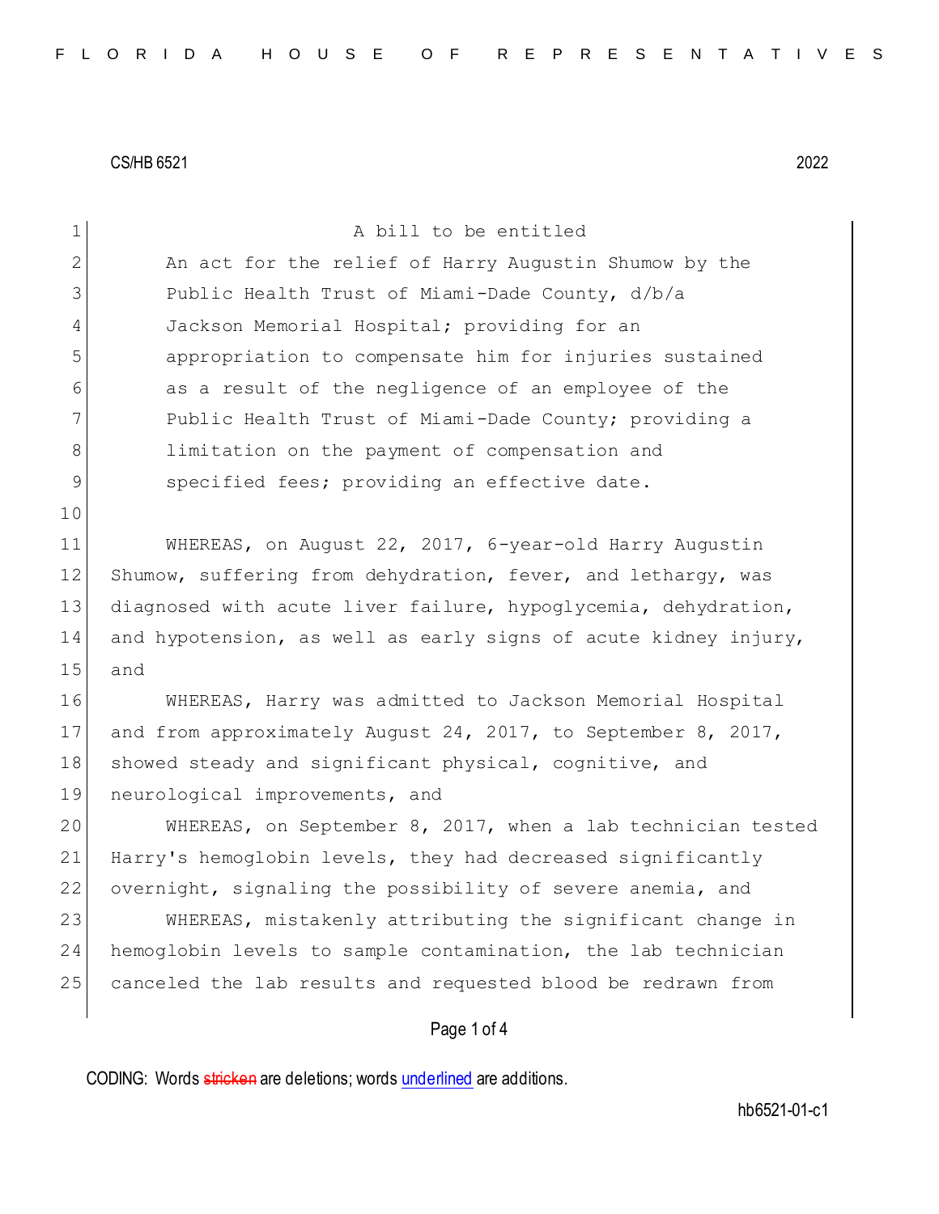CS/HB 6521 2022

A bill to be entitled

An act for the relief of Harry Augustin Shumow by the Public Health Trust of Miami-Dade County, d/b/a Jackson Memorial Hospital; providing for an appropriation to compensate him for injuries sustained as a result of the negligence of an employee of the Public Health Trust of Miami-Dade County; providing a limitation on the payment of compensation and specified fees; providing an effective date.

WHEREAS, on August 22, 2017, 6-year-old Harry Augustin Shumow, suffering from dehydration, fever, and lethargy, was diagnosed with acute liver failure, hypoglycemia, dehydration, and hypotension, as well as early signs of acute kidney injury, and

WHEREAS, Harry was admitted to Jackson Memorial Hospital and from approximately August 24, 2017, to September 8, 2017, showed steady and significant physical, cognitive, and neurological improvements, and

WHEREAS, on September 8, 2017, when a lab technician tested Harry's hemoglobin levels, they had decreased significantly overnight, signaling the possibility of severe anemia, and

WHEREAS, mistakenly attributing the significant change in hemoglobin levels to sample contamination, the lab technician canceled the lab results and requested blood be redrawn from

CODING: Words stricken are deletions; words underlined are additions.

hb6521-01-c1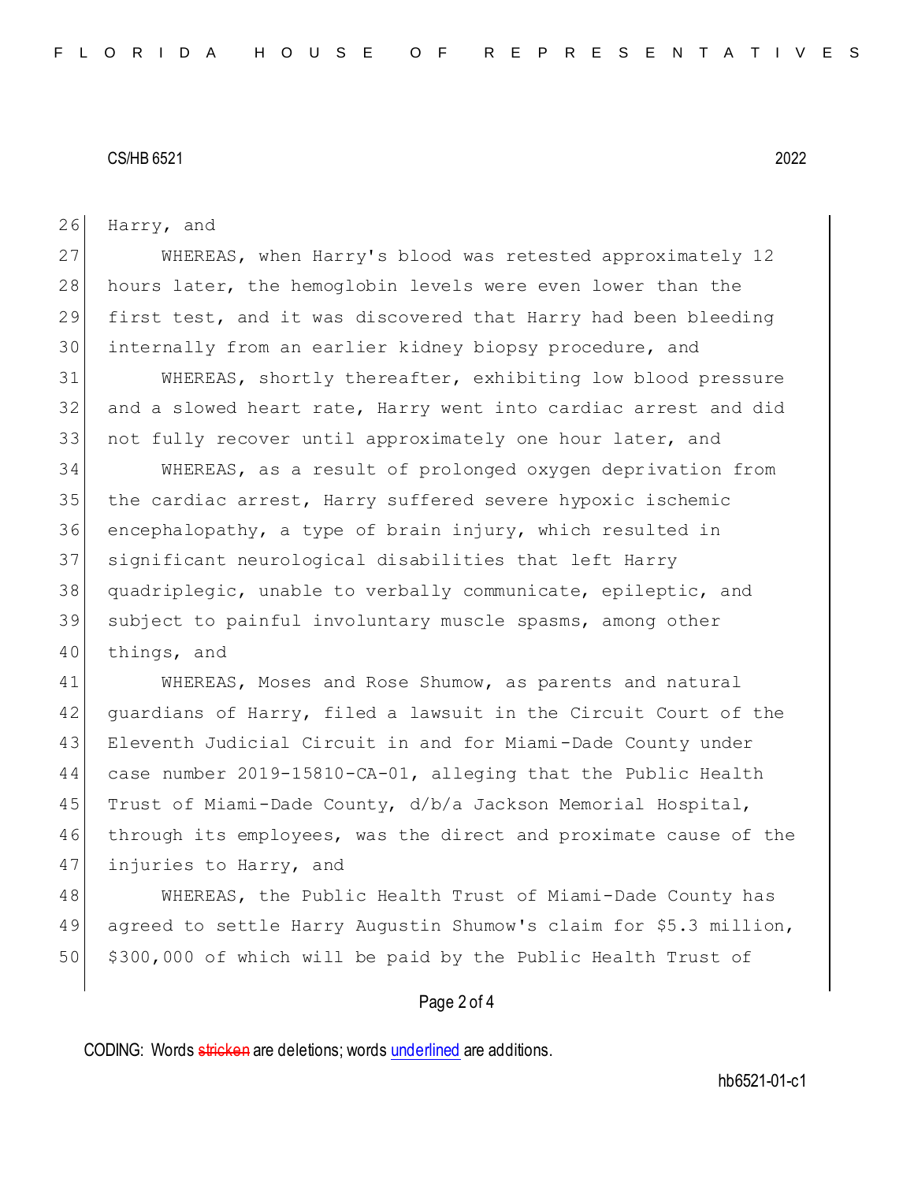Harry, and

WHEREAS, when Harry's blood was retested approximately 12 hours later, the hemoglobin levels were even lower than the first test, and it was discovered that Harry had been bleeding internally from an earlier kidney biopsy procedure, and

WHEREAS, shortly thereafter, exhibiting low blood pressure and a slowed heart rate, Harry went into cardiac arrest and did not fully recover until approximately one hour later, and

WHEREAS, as a result of prolonged oxygen deprivation from the cardiac arrest, Harry suffered severe hypoxic ischemic encephalopathy, a type of brain injury, which resulted in significant neurological disabilities that left Harry quadriplegic, unable to verbally communicate, epileptic, and subject to painful involuntary muscle spasms, among other things, and

WHEREAS, Moses and Rose Shumow, as parents and natural guardians of Harry, filed a lawsuit in the Circuit Court of the Eleventh Judicial Circuit in and for Miami-Dade County under case number 2019-15810-CA-01, alleging that the Public Health Trust of Miami-Dade County, d/b/a Jackson Memorial Hospital, through its employees, was the direct and proximate cause of the injuries to Harry, and

WHEREAS, the Public Health Trust of Miami-Dade County has agreed to settle Harry Augustin Shumow's claim for $5.3 million, $300,000 of which will be paid by the Public Health Trust of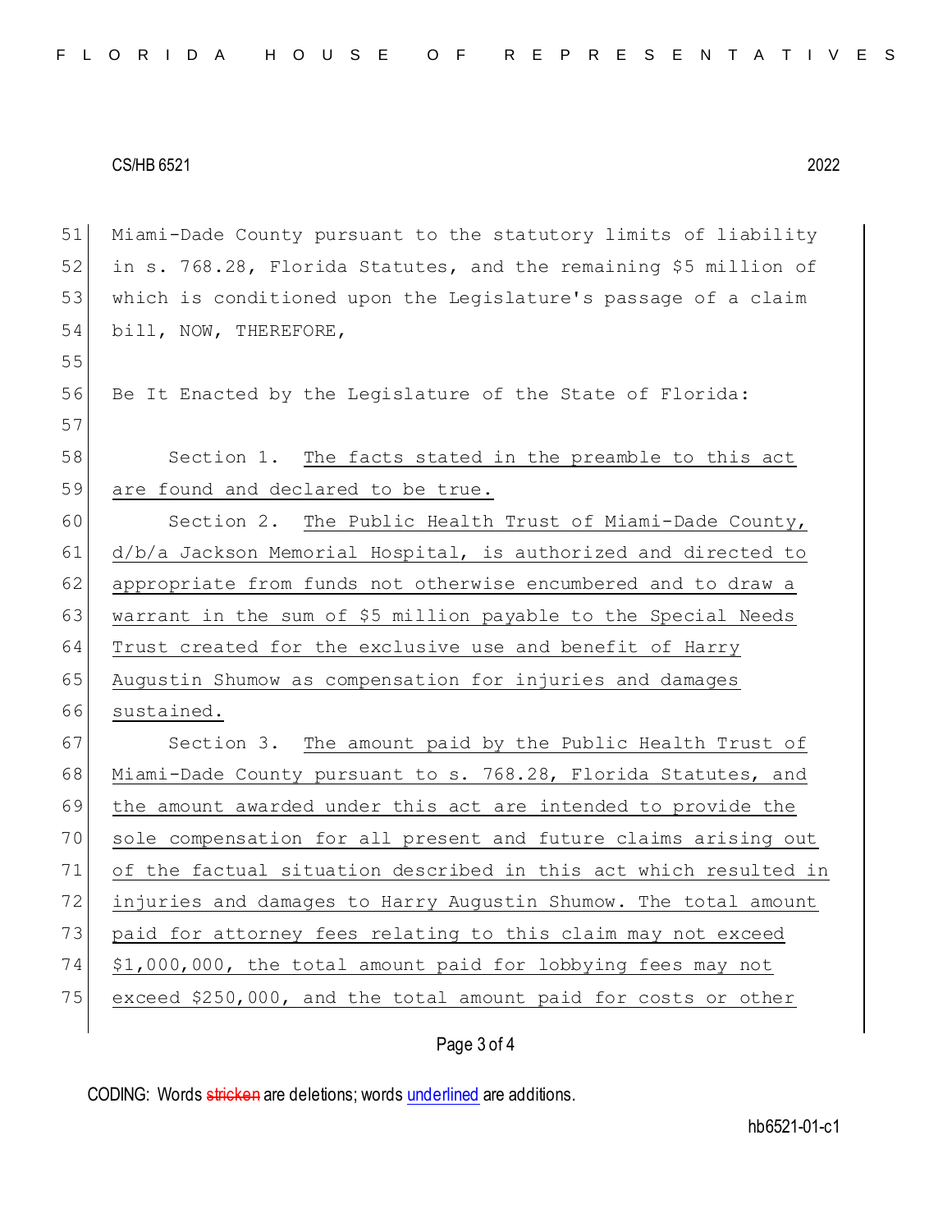Miami-Dade County pursuant to the statutory limits of liability in s. 768.28, Florida Statutes, and the remaining $5 million of which is conditioned upon the Legislature's passage of a claim bill, NOW, THEREFORE,

Be It Enacted by the Legislature of the State of Florida:

Section 1. The facts stated in the preamble to this act are found and declared to be true.

Section 2. The Public Health Trust of Miami-Dade County, d/b/a Jackson Memorial Hospital, is authorized and directed to appropriate from funds not otherwise encumbered and to draw a warrant in the sum of $5 million payable to the Special Needs Trust created for the exclusive use and benefit of Harry Augustin Shumow as compensation for injuries and damages sustained.

Section 3. The amount paid by the Public Health Trust of Miami-Dade County pursuant to s. 768.28, Florida Statutes, and the amount awarded under this act are intended to provide the sole compensation for all present and future claims arising out of the factual situation described in this act which resulted in injuries and damages to Harry Augustin Shumow. The total amount paid for attorney fees relating to this claim may not exceed $1,000,000, the total amount paid for lobbying fees may not exceed $250,000, and the total amount paid for costs or other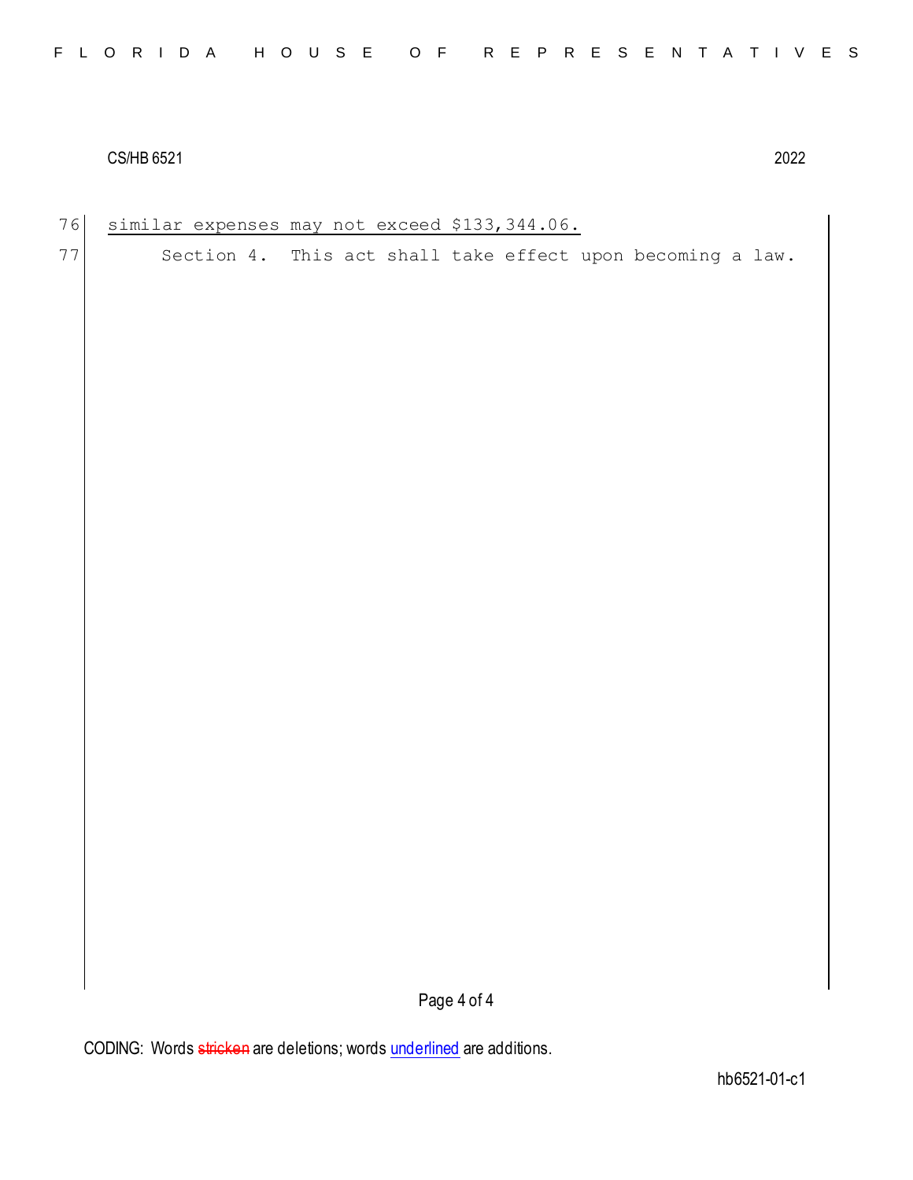<u>similar expenses may not exceed $133,344.06.</u>

Section 4. This act shall take effect upon becoming a law.

CODING: Words ~~stricken~~ are deletions; words <u>underlined</u> are additions.